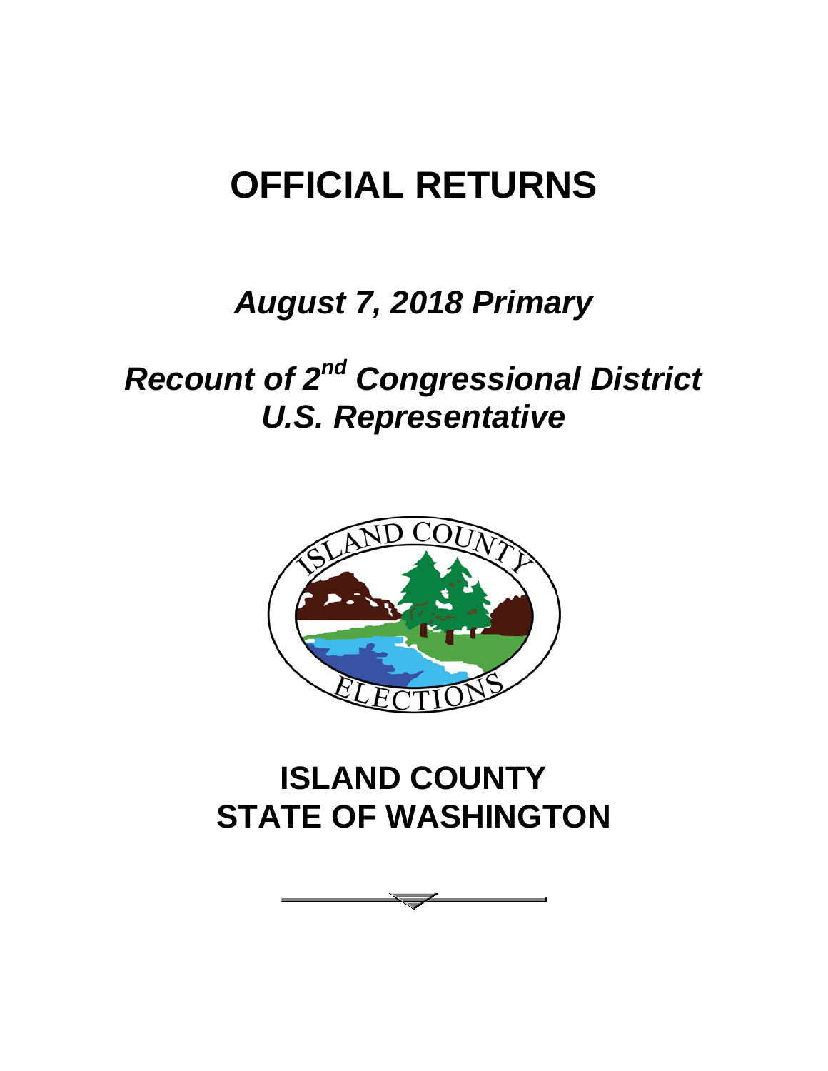# OFFICIAL RETURNS

## *August 7, 2018 Primary*

## *Recount of 2nd Congressional District U.S. Representative*

## ISLAND COUNTY
## STATE OF WASHINGTON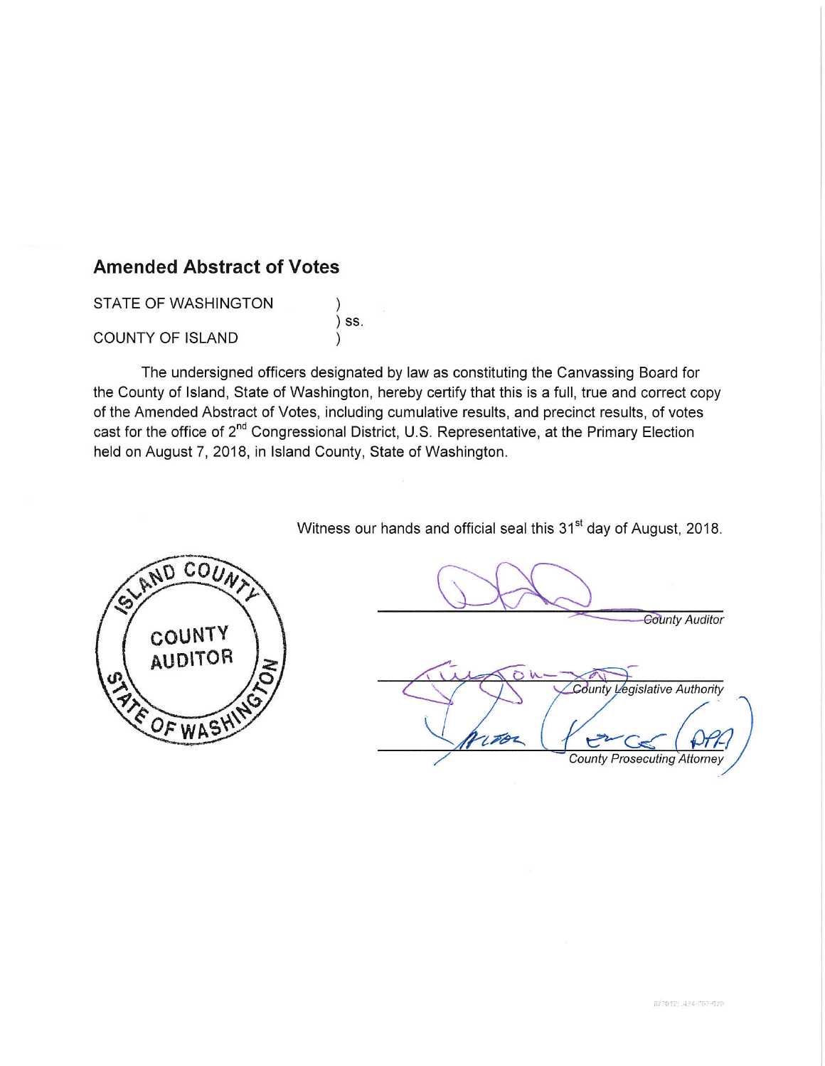## Amended Abstract of Votes

STATE OF WASHINGTON )
) ss.
COUNTY OF ISLAND )

The undersigned officers designated by law as constituting the Canvassing Board for the County of Island, State of Washington, hereby certify that this is a full, true and correct copy of the Amended Abstract of Votes, including cumulative results, and precinct results, of votes cast for the office of 2nd Congressional District, U.S. Representative, at the Primary Election held on August 7, 2018, in Island County, State of Washington.

Witness our hands and official seal this 31st day of August, 2018.

ISLAND COUNTY
COUNTY AUDITOR
STATE OF WASHINGTON

_County Auditor_

_County Legislative Authority_

_County Prosecuting Attorney_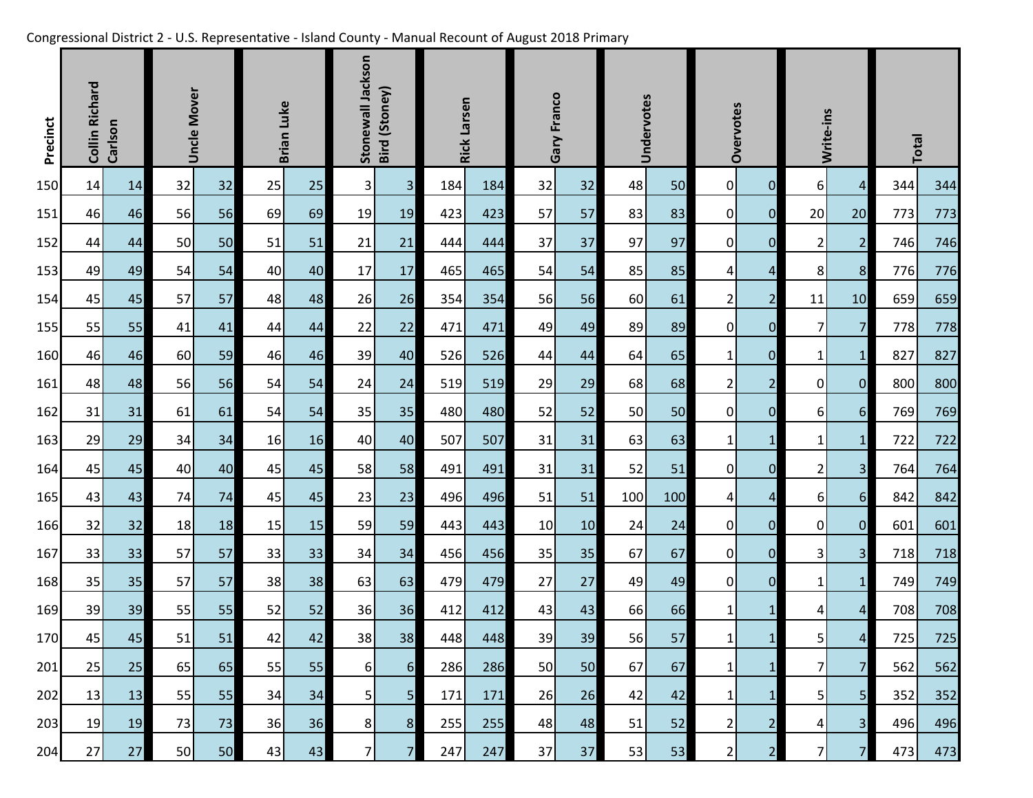Congressional District 2 - U.S. Representative - Island County - Manual Recount of August 2018 Primary

| Precinct | Collin Richard Carlson | | Uncle Mover | | Brian Luke | | Stonewall Jackson Bird (Stoney) | | Rick Larsen | | Gary Franco | | Undervotes | | Overvotes | | Write-ins | | Total | |
|---|---|---|---|---|---|---|---|---|---|---|---|---|---|---|---|---|---|---|---|---|
| 150 | 14 | 14 | 32 | 32 | 25 | 25 | 3 | 3 | 184 | 184 | 32 | 32 | 48 | 50 | 0 | 0 | 6 | 4 | 344 | 344 |
| 151 | 46 | 46 | 56 | 56 | 69 | 69 | 19 | 19 | 423 | 423 | 57 | 57 | 83 | 83 | 0 | 0 | 20 | 20 | 773 | 773 |
| 152 | 44 | 44 | 50 | 50 | 51 | 51 | 21 | 21 | 444 | 444 | 37 | 37 | 97 | 97 | 0 | 0 | 2 | 2 | 746 | 746 |
| 153 | 49 | 49 | 54 | 54 | 40 | 40 | 17 | 17 | 465 | 465 | 54 | 54 | 85 | 85 | 4 | 4 | 8 | 8 | 776 | 776 |
| 154 | 45 | 45 | 57 | 57 | 48 | 48 | 26 | 26 | 354 | 354 | 56 | 56 | 60 | 61 | 2 | 2 | 11 | 10 | 659 | 659 |
| 155 | 55 | 55 | 41 | 41 | 44 | 44 | 22 | 22 | 471 | 471 | 49 | 49 | 89 | 89 | 0 | 0 | 7 | 7 | 778 | 778 |
| 160 | 46 | 46 | 60 | 59 | 46 | 46 | 39 | 40 | 526 | 526 | 44 | 44 | 64 | 65 | 1 | 0 | 1 | 1 | 827 | 827 |
| 161 | 48 | 48 | 56 | 56 | 54 | 54 | 24 | 24 | 519 | 519 | 29 | 29 | 68 | 68 | 2 | 2 | 0 | 0 | 800 | 800 |
| 162 | 31 | 31 | 61 | 61 | 54 | 54 | 35 | 35 | 480 | 480 | 52 | 52 | 50 | 50 | 0 | 0 | 6 | 6 | 769 | 769 |
| 163 | 29 | 29 | 34 | 34 | 16 | 16 | 40 | 40 | 507 | 507 | 31 | 31 | 63 | 63 | 1 | 1 | 1 | 1 | 722 | 722 |
| 164 | 45 | 45 | 40 | 40 | 45 | 45 | 58 | 58 | 491 | 491 | 31 | 31 | 52 | 51 | 0 | 0 | 2 | 3 | 764 | 764 |
| 165 | 43 | 43 | 74 | 74 | 45 | 45 | 23 | 23 | 496 | 496 | 51 | 51 | 100 | 100 | 4 | 4 | 6 | 6 | 842 | 842 |
| 166 | 32 | 32 | 18 | 18 | 15 | 15 | 59 | 59 | 443 | 443 | 10 | 10 | 24 | 24 | 0 | 0 | 0 | 0 | 601 | 601 |
| 167 | 33 | 33 | 57 | 57 | 33 | 33 | 34 | 34 | 456 | 456 | 35 | 35 | 67 | 67 | 0 | 0 | 3 | 3 | 718 | 718 |
| 168 | 35 | 35 | 57 | 57 | 38 | 38 | 63 | 63 | 479 | 479 | 27 | 27 | 49 | 49 | 0 | 0 | 1 | 1 | 749 | 749 |
| 169 | 39 | 39 | 55 | 55 | 52 | 52 | 36 | 36 | 412 | 412 | 43 | 43 | 66 | 66 | 1 | 1 | 4 | 4 | 708 | 708 |
| 170 | 45 | 45 | 51 | 51 | 42 | 42 | 38 | 38 | 448 | 448 | 39 | 39 | 56 | 57 | 1 | 1 | 5 | 4 | 725 | 725 |
| 201 | 25 | 25 | 65 | 65 | 55 | 55 | 6 | 6 | 286 | 286 | 50 | 50 | 67 | 67 | 1 | 1 | 7 | 7 | 562 | 562 |
| 202 | 13 | 13 | 55 | 55 | 34 | 34 | 5 | 5 | 171 | 171 | 26 | 26 | 42 | 42 | 1 | 1 | 5 | 5 | 352 | 352 |
| 203 | 19 | 19 | 73 | 73 | 36 | 36 | 8 | 8 | 255 | 255 | 48 | 48 | 51 | 52 | 2 | 2 | 4 | 3 | 496 | 496 |
| 204 | 27 | 27 | 50 | 50 | 43 | 43 | 7 | 7 | 247 | 247 | 37 | 37 | 53 | 53 | 2 | 2 | 7 | 7 | 473 | 473 |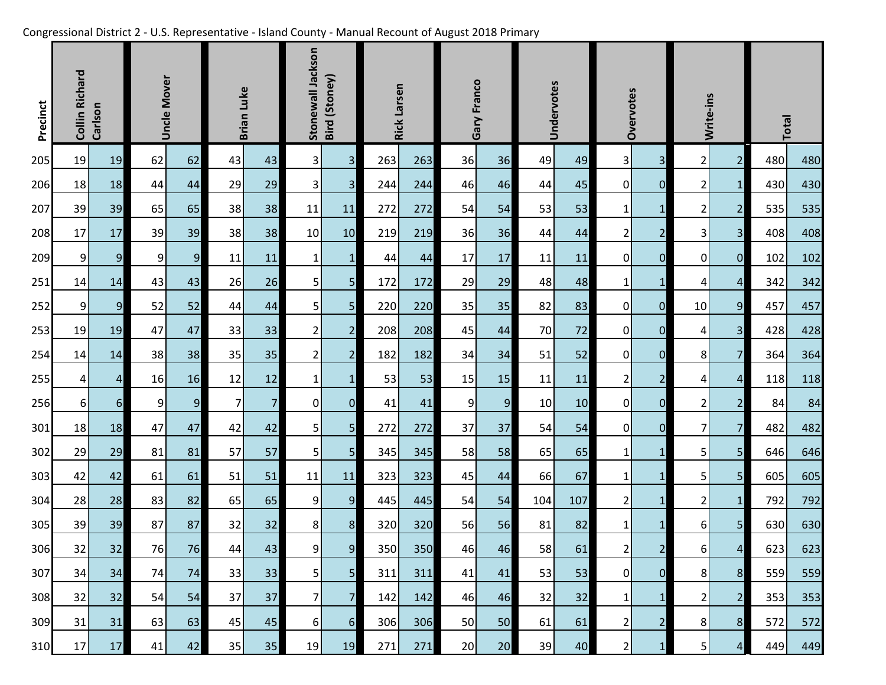Congressional District 2 - U.S. Representative - Island County - Manual Recount of August 2018 Primary

| Precinct | Collin Richard Carlson | | Uncle Mover | | Brian Luke | | Stonewall Jackson Bird (Stoney) | | Rick Larsen | | Gary Franco | | Undervotes | | Overvotes | | Write-ins | | Total | |
|---|---|---|---|---|---|---|---|---|---|---|---|---|---|---|---|---|---|---|---|---|
| 205 | 19 | 19 | 62 | 62 | 43 | 43 | 3 | 3 | 263 | 263 | 36 | 36 | 49 | 49 | 3 | 3 | 2 | 2 | 480 | 480 |
| 206 | 18 | 18 | 44 | 44 | 29 | 29 | 3 | 3 | 244 | 244 | 46 | 46 | 44 | 45 | 0 | 0 | 2 | 1 | 430 | 430 |
| 207 | 39 | 39 | 65 | 65 | 38 | 38 | 11 | 11 | 272 | 272 | 54 | 54 | 53 | 53 | 1 | 1 | 2 | 2 | 535 | 535 |
| 208 | 17 | 17 | 39 | 39 | 38 | 38 | 10 | 10 | 219 | 219 | 36 | 36 | 44 | 44 | 2 | 2 | 3 | 3 | 408 | 408 |
| 209 | 9 | 9 | 9 | 9 | 11 | 11 | 1 | 1 | 44 | 44 | 17 | 17 | 11 | 11 | 0 | 0 | 0 | 0 | 102 | 102 |
| 251 | 14 | 14 | 43 | 43 | 26 | 26 | 5 | 5 | 172 | 172 | 29 | 29 | 48 | 48 | 1 | 1 | 4 | 4 | 342 | 342 |
| 252 | 9 | 9 | 52 | 52 | 44 | 44 | 5 | 5 | 220 | 220 | 35 | 35 | 82 | 83 | 0 | 0 | 10 | 9 | 457 | 457 |
| 253 | 19 | 19 | 47 | 47 | 33 | 33 | 2 | 2 | 208 | 208 | 45 | 44 | 70 | 72 | 0 | 0 | 4 | 3 | 428 | 428 |
| 254 | 14 | 14 | 38 | 38 | 35 | 35 | 2 | 2 | 182 | 182 | 34 | 34 | 51 | 52 | 0 | 0 | 8 | 7 | 364 | 364 |
| 255 | 4 | 4 | 16 | 16 | 12 | 12 | 1 | 1 | 53 | 53 | 15 | 15 | 11 | 11 | 2 | 2 | 4 | 4 | 118 | 118 |
| 256 | 6 | 6 | 9 | 9 | 7 | 7 | 0 | 0 | 41 | 41 | 9 | 9 | 10 | 10 | 0 | 0 | 2 | 2 | 84 | 84 |
| 301 | 18 | 18 | 47 | 47 | 42 | 42 | 5 | 5 | 272 | 272 | 37 | 37 | 54 | 54 | 0 | 0 | 7 | 7 | 482 | 482 |
| 302 | 29 | 29 | 81 | 81 | 57 | 57 | 5 | 5 | 345 | 345 | 58 | 58 | 65 | 65 | 1 | 1 | 5 | 5 | 646 | 646 |
| 303 | 42 | 42 | 61 | 61 | 51 | 51 | 11 | 11 | 323 | 323 | 45 | 44 | 66 | 67 | 1 | 1 | 5 | 5 | 605 | 605 |
| 304 | 28 | 28 | 83 | 82 | 65 | 65 | 9 | 9 | 445 | 445 | 54 | 54 | 104 | 107 | 2 | 1 | 2 | 1 | 792 | 792 |
| 305 | 39 | 39 | 87 | 87 | 32 | 32 | 8 | 8 | 320 | 320 | 56 | 56 | 81 | 82 | 1 | 1 | 6 | 5 | 630 | 630 |
| 306 | 32 | 32 | 76 | 76 | 44 | 43 | 9 | 9 | 350 | 350 | 46 | 46 | 58 | 61 | 2 | 2 | 6 | 4 | 623 | 623 |
| 307 | 34 | 34 | 74 | 74 | 33 | 33 | 5 | 5 | 311 | 311 | 41 | 41 | 53 | 53 | 0 | 0 | 8 | 8 | 559 | 559 |
| 308 | 32 | 32 | 54 | 54 | 37 | 37 | 7 | 7 | 142 | 142 | 46 | 46 | 32 | 32 | 1 | 1 | 2 | 2 | 353 | 353 |
| 309 | 31 | 31 | 63 | 63 | 45 | 45 | 6 | 6 | 306 | 306 | 50 | 50 | 61 | 61 | 2 | 2 | 8 | 8 | 572 | 572 |
| 310 | 17 | 17 | 41 | 42 | 35 | 35 | 19 | 19 | 271 | 271 | 20 | 20 | 39 | 40 | 2 | 1 | 5 | 4 | 449 | 449 |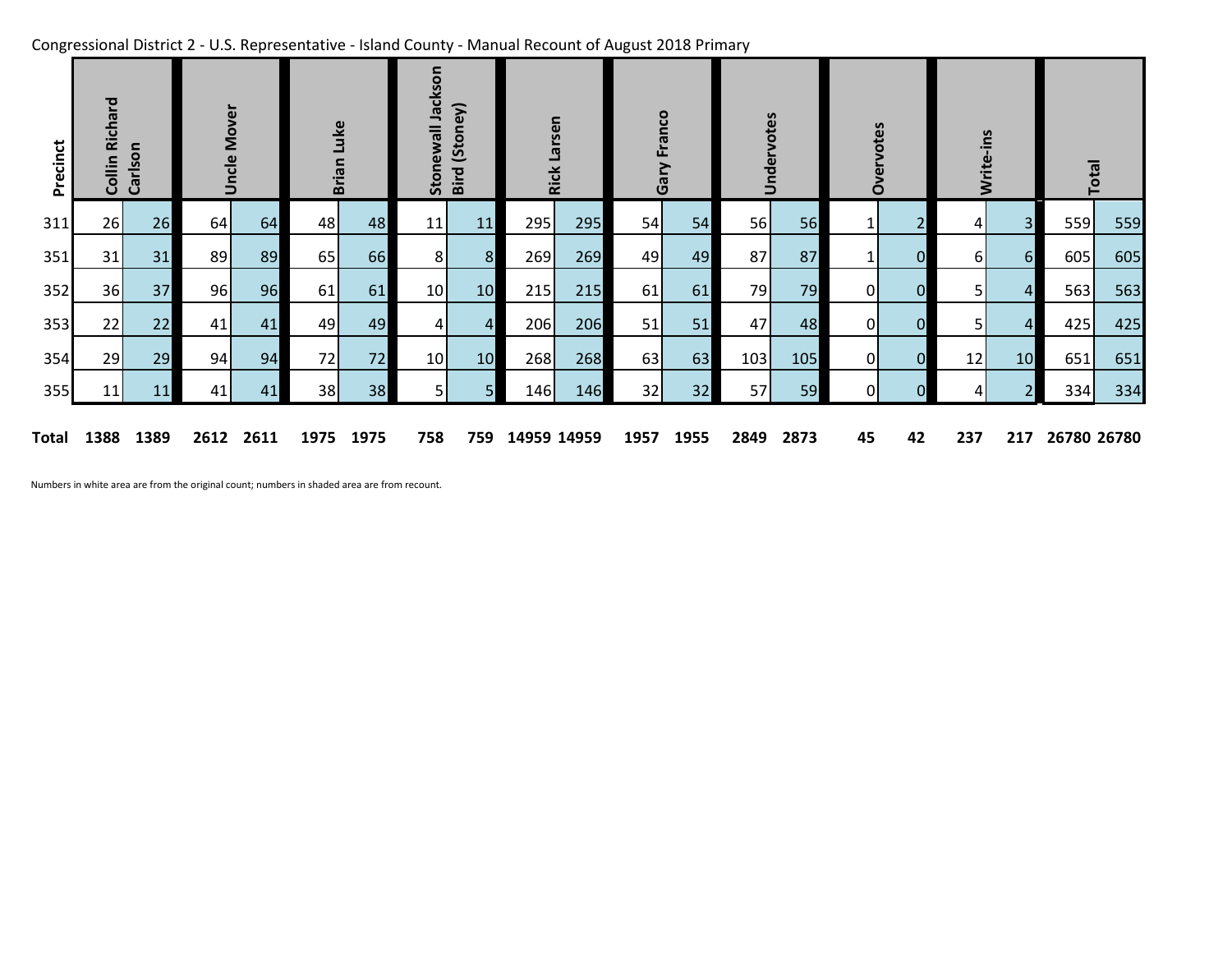Congressional District 2 - U.S. Representative - Island County - Manual Recount of August 2018 Primary

| Precinct | Collin Richard Carlson | | Uncle Mover | | Brian Luke | | Stonewall Jackson Bird (Stoney) | | Rick Larsen | | Gary Franco | | Undervotes | | Overvotes | | Write-ins | | Total | |
|---|---|---|---|---|---|---|---|---|---|---|---|---|---|---|---|---|---|---|---|---|
| 311 | 26 | 26 | 64 | 64 | 48 | 48 | 11 | 11 | 295 | 295 | 54 | 54 | 56 | 56 | 1 | 2 | 4 | 3 | 559 | 559 |
| 351 | 31 | 31 | 89 | 89 | 65 | 66 | 8 | 8 | 269 | 269 | 49 | 49 | 87 | 87 | 1 | 0 | 6 | 6 | 605 | 605 |
| 352 | 36 | 37 | 96 | 96 | 61 | 61 | 10 | 10 | 215 | 215 | 61 | 61 | 79 | 79 | 0 | 0 | 5 | 4 | 563 | 563 |
| 353 | 22 | 22 | 41 | 41 | 49 | 49 | 4 | 4 | 206 | 206 | 51 | 51 | 47 | 48 | 0 | 0 | 5 | 4 | 425 | 425 |
| 354 | 29 | 29 | 94 | 94 | 72 | 72 | 10 | 10 | 268 | 268 | 63 | 63 | 103 | 105 | 0 | 0 | 12 | 10 | 651 | 651 |
| 355 | 11 | 11 | 41 | 41 | 38 | 38 | 5 | 5 | 146 | 146 | 32 | 32 | 57 | 59 | 0 | 0 | 4 | 2 | 334 | 334 |
| **Total** | **1388** | **1389** | **2612** | **2611** | **1975** | **1975** | **758** | **759** | **14959** | **14959** | **1957** | **1955** | **2849** | **2873** | **45** | **42** | **237** | **217** | **26780** | **26780** |

Numbers in white area are from the original count; numbers in shaded area are from recount.